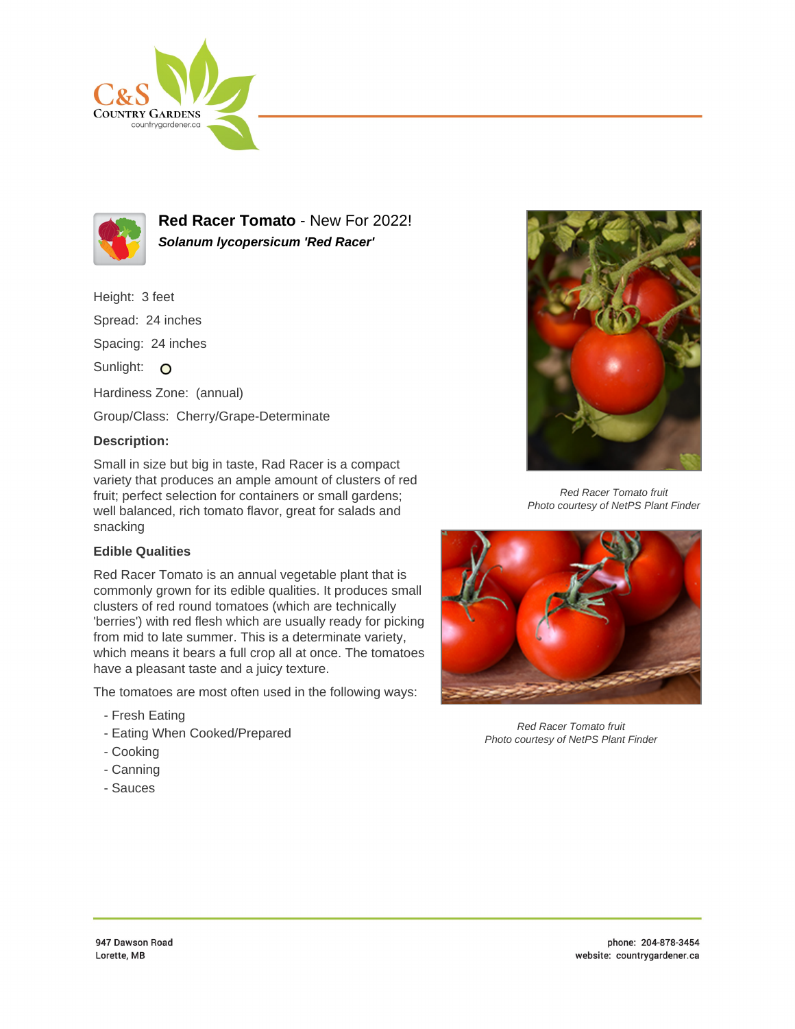# Red Racer Tomato - New For 2022!

***Solanum lycopersicum 'Red Racer'***

Height: 3 feet

Spread: 24 inches

Spacing: 24 inches

Sunlight: 

Hardiness Zone: (annual)

Group/Class: Cherry/Grape-Determinate

**Description:**

Small in size but big in taste, Rad Racer is a compact variety that produces an ample amount of clusters of red fruit; perfect selection for containers or small gardens; well balanced, rich tomato flavor, great for salads and snacking

**Edible Qualities**

Red Racer Tomato is an annual vegetable plant that is commonly grown for its edible qualities. It produces small clusters of red round tomatoes (which are technically 'berries') with red flesh which are usually ready for picking from mid to late summer. This is a determinate variety, which means it bears a full crop all at once. The tomatoes have a pleasant taste and a juicy texture.

The tomatoes are most often used in the following ways:

- Fresh Eating
- Eating When Cooked/Prepared
- Cooking
- Canning
- Sauces

*Red Racer Tomato fruit*
*Photo courtesy of NetPS Plant Finder*

*Red Racer Tomato fruit*
*Photo courtesy of NetPS Plant Finder*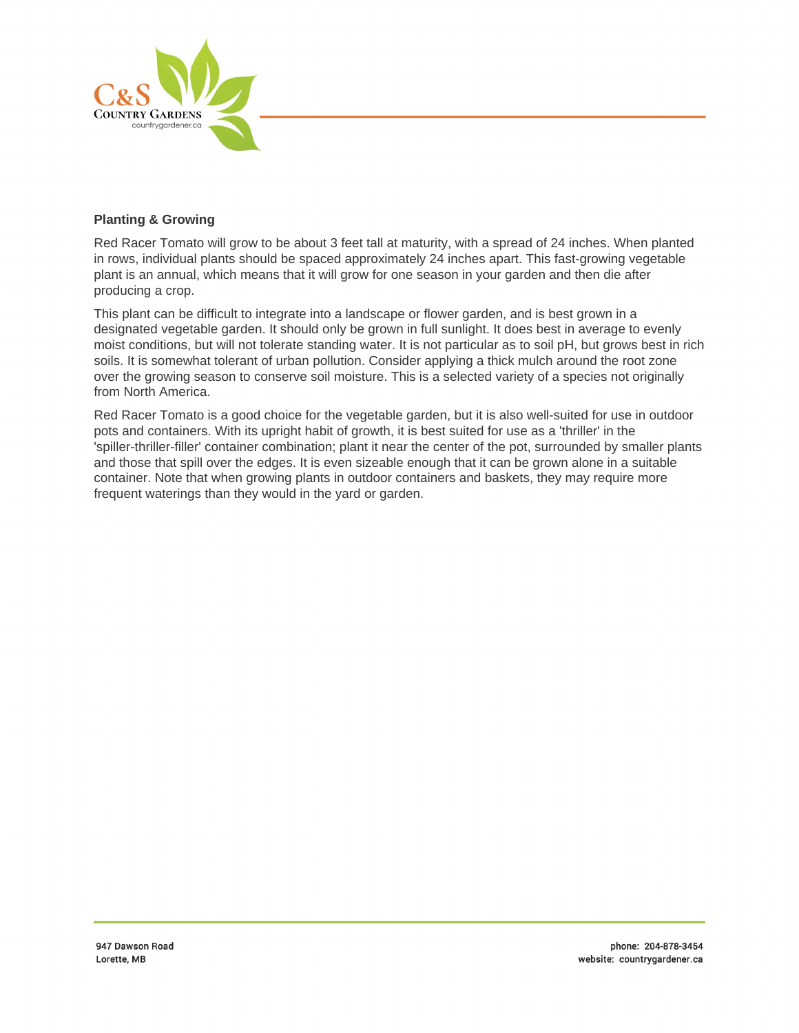## Planting & Growing

Red Racer Tomato will grow to be about 3 feet tall at maturity, with a spread of 24 inches. When planted in rows, individual plants should be spaced approximately 24 inches apart. This fast-growing vegetable plant is an annual, which means that it will grow for one season in your garden and then die after producing a crop.

This plant can be difficult to integrate into a landscape or flower garden, and is best grown in a designated vegetable garden. It should only be grown in full sunlight. It does best in average to evenly moist conditions, but will not tolerate standing water. It is not particular as to soil pH, but grows best in rich soils. It is somewhat tolerant of urban pollution. Consider applying a thick mulch around the root zone over the growing season to conserve soil moisture. This is a selected variety of a species not originally from North America.

Red Racer Tomato is a good choice for the vegetable garden, but it is also well-suited for use in outdoor pots and containers. With its upright habit of growth, it is best suited for use as a 'thriller' in the 'spiller-thriller-filler' container combination; plant it near the center of the pot, surrounded by smaller plants and those that spill over the edges. It is even sizeable enough that it can be grown alone in a suitable container. Note that when growing plants in outdoor containers and baskets, they may require more frequent waterings than they would in the yard or garden.